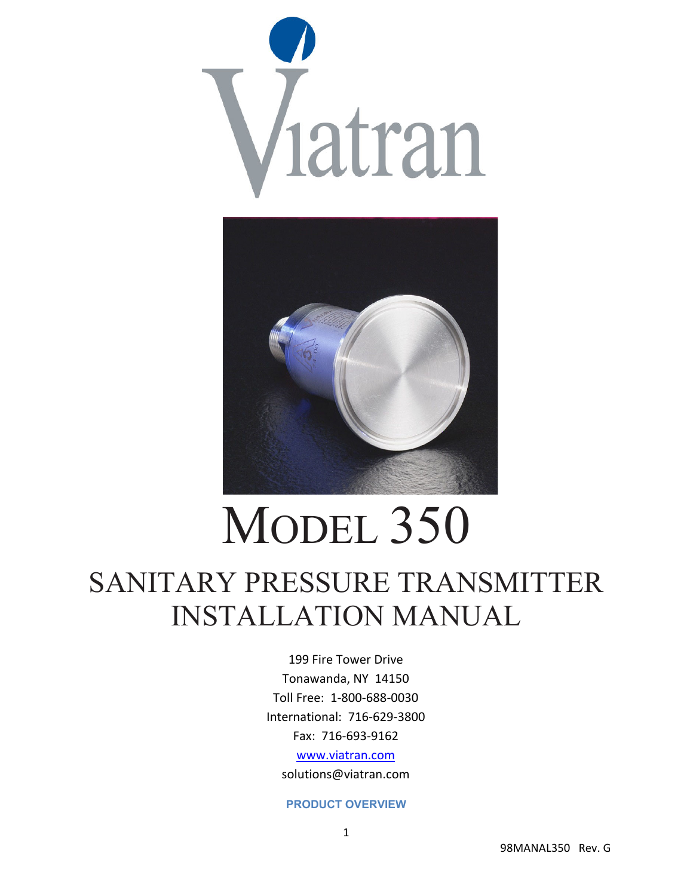# Viatran

# MODEL 350

## SANITARY PRESSURE TRANSMITTER INSTALLATION MANUAL

199 Fire Tower Drive
Tonawanda, NY 14150
Toll Free: 1-800-688-0030
International: 716-629-3800
Fax: 716-693-9162
[www.viatran.com](http://www.viatran.com)
solutions@viatran.com

**PRODUCT OVERVIEW**

98MANAL350 Rev. G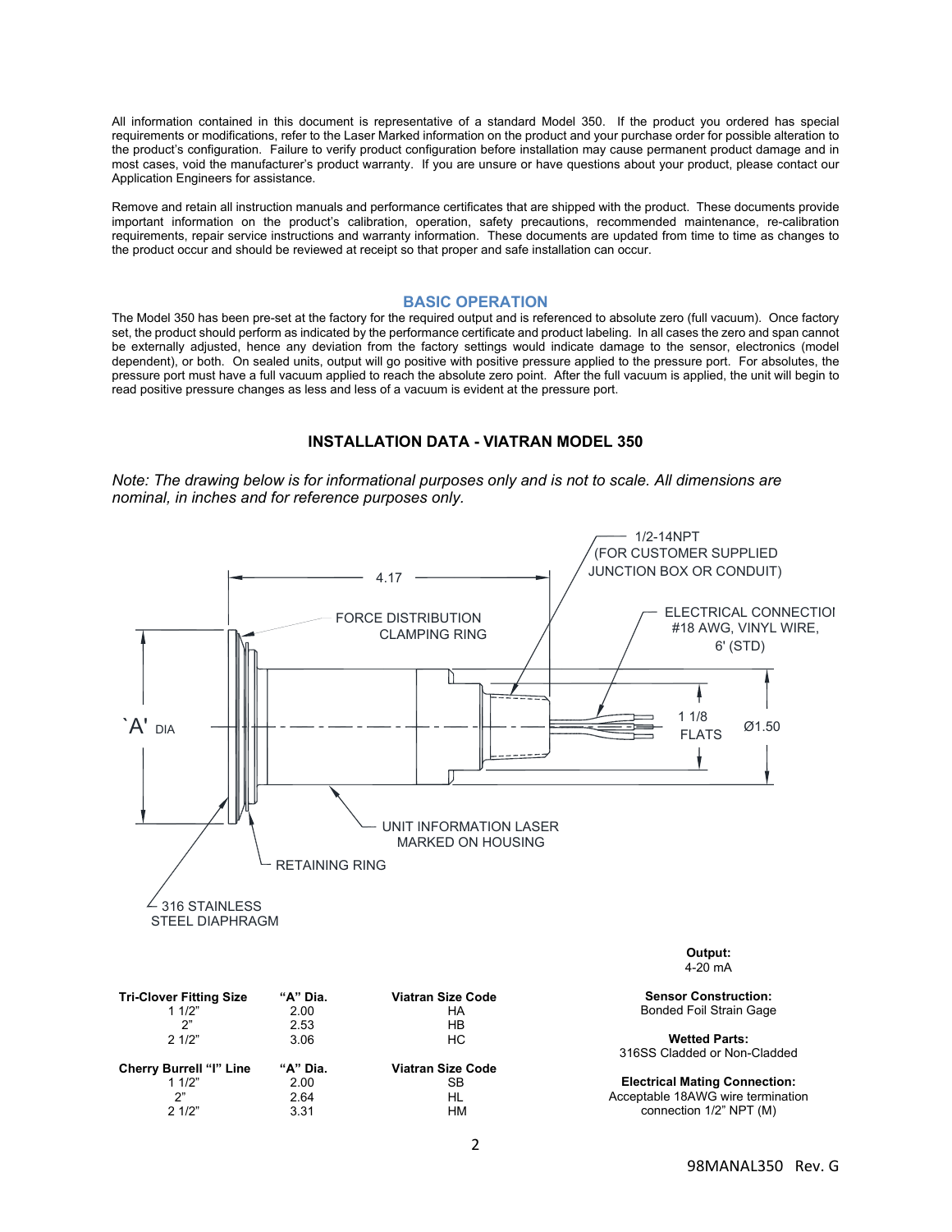All information contained in this document is representative of a standard Model 350. If the product you ordered has special requirements or modifications, refer to the Laser Marked information on the product and your purchase order for possible alteration to the product's configuration. Failure to verify product configuration before installation may cause permanent product damage and in most cases, void the manufacturer's product warranty. If you are unsure or have questions about your product, please contact our Application Engineers for assistance.

Remove and retain all instruction manuals and performance certificates that are shipped with the product. These documents provide important information on the product's calibration, operation, safety precautions, recommended maintenance, re-calibration requirements, repair service instructions and warranty information. These documents are updated from time to time as changes to the product occur and should be reviewed at receipt so that proper and safe installation can occur.

## BASIC OPERATION

The Model 350 has been pre-set at the factory for the required output and is referenced to absolute zero (full vacuum). Once factory set, the product should perform as indicated by the performance certificate and product labeling. In all cases the zero and span cannot be externally adjusted, hence any deviation from the factory settings would indicate damage to the sensor, electronics (model dependent), or both. On sealed units, output will go positive with positive pressure applied to the pressure port. For absolutes, the pressure port must have a full vacuum applied to reach the absolute zero point. After the full vacuum is applied, the unit will begin to read positive pressure changes as less and less of a vacuum is evident at the pressure port.

## INSTALLATION DATA - VIATRAN MODEL 350

*Note: The drawing below is for informational purposes only and is not to scale. All dimensions are nominal, in inches and for reference purposes only.*

4.17

FORCE DISTRIBUTION CLAMPING RING

1/2-14NPT (FOR CUSTOMER SUPPLIED JUNCTION BOX OR CONDUIT)

ELECTRICAL CONNECTIOI #18 AWG, VINYL WIRE, 6' (STD)

`A' DIA

1 1/8 FLATS

Ø1.50

UNIT INFORMATION LASER MARKED ON HOUSING

RETAINING RING

316 STAINLESS STEEL DIAPHRAGM

| Tri-Clover Fitting Size | "A" Dia. | Viatran Size Code |
|---|---|---|
| 1 1/2" | 2.00 | HA |
| 2" | 2.53 | HB |
| 2 1/2" | 3.06 | HC |
| **Cherry Burrell "I" Line** | **"A" Dia.** | **Viatran Size Code** |
| 1 1/2" | 2.00 | SB |
| 2" | 2.64 | HL |
| 2 1/2" | 3.31 | HM |

**Output:**
4-20 mA

**Sensor Construction:**
Bonded Foil Strain Gage

**Wetted Parts:**
316SS Cladded or Non-Cladded

**Electrical Mating Connection:**
Acceptable 18AWG wire termination connection 1/2" NPT (M)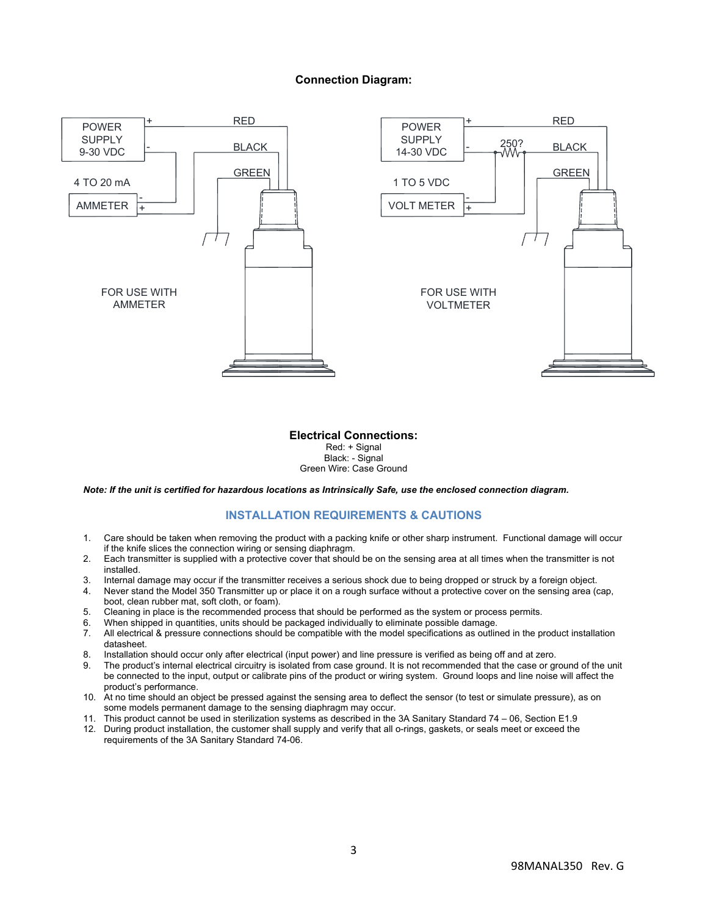## Connection Diagram:

POWER SUPPLY 9-30 VDC

+ RED

- BLACK

GREEN

4 TO 20 mA

AMMETER

FOR USE WITH AMMETER

POWER SUPPLY 14-30 VDC

+ RED

- 250? BLACK

GREEN

1 TO 5 VDC

VOLT METER

FOR USE WITH VOLTMETER

**Electrical Connections:**

Red: + Signal

Black: - Signal

Green Wire: Case Ground

***Note: If the unit is certified for hazardous locations as Intrinsically Safe, use the enclosed connection diagram.***

## INSTALLATION REQUIREMENTS & CAUTIONS

1. Care should be taken when removing the product with a packing knife or other sharp instrument. Functional damage will occur if the knife slices the connection wiring or sensing diaphragm.
2. Each transmitter is supplied with a protective cover that should be on the sensing area at all times when the transmitter is not installed.
3. Internal damage may occur if the transmitter receives a serious shock due to being dropped or struck by a foreign object.
4. Never stand the Model 350 Transmitter up or place it on a rough surface without a protective cover on the sensing area (cap, boot, clean rubber mat, soft cloth, or foam).
5. Cleaning in place is the recommended process that should be performed as the system or process permits.
6. When shipped in quantities, units should be packaged individually to eliminate possible damage.
7. All electrical & pressure connections should be compatible with the model specifications as outlined in the product installation datasheet.
8. Installation should occur only after electrical (input power) and line pressure is verified as being off and at zero.
9. The product's internal electrical circuitry is isolated from case ground. It is not recommended that the case or ground of the unit be connected to the input, output or calibrate pins of the product or wiring system. Ground loops and line noise will affect the product's performance.
10. At no time should an object be pressed against the sensing area to deflect the sensor (to test or simulate pressure), as on some models permanent damage to the sensing diaphragm may occur.
11. This product cannot be used in sterilization systems as described in the 3A Sanitary Standard 74 – 06, Section E1.9
12. During product installation, the customer shall supply and verify that all o-rings, gaskets, or seals meet or exceed the requirements of the 3A Sanitary Standard 74-06.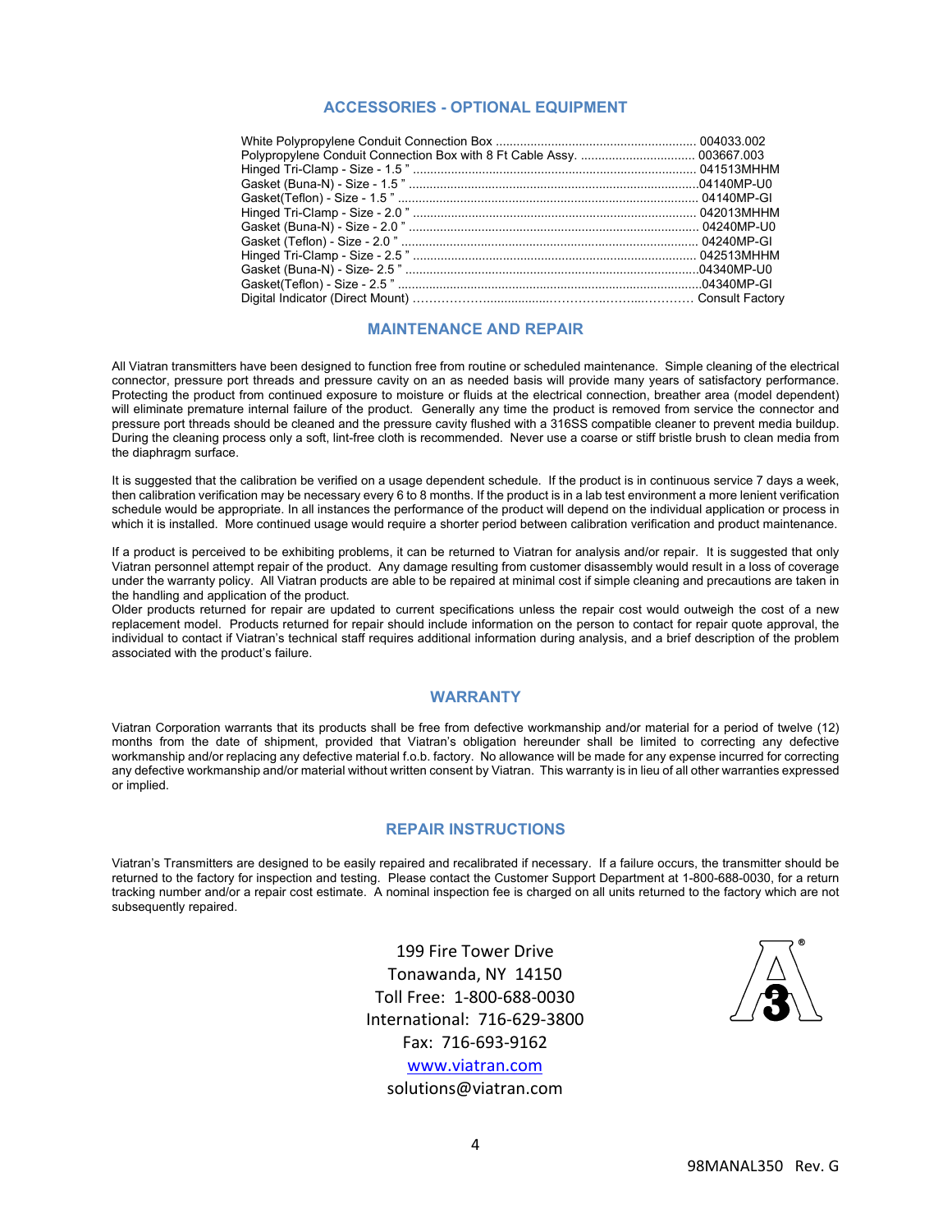## ACCESSORIES - OPTIONAL EQUIPMENT

White Polypropylene Conduit Connection Box ........................................................ 004033.002
Polypropylene Conduit Connection Box with 8 Ft Cable Assy. ................................ 003667.003
Hinged Tri-Clamp - Size - 1.5 " ................................................................................ 041513MHHM
Gasket (Buna-N) - Size - 1.5 " ..................................................................................04140MP-U0
Gasket(Teflon) - Size - 1.5 " ...................................................................................... 04140MP-GI
Hinged Tri-Clamp - Size - 2.0 " ................................................................................ 042013MHHM
Gasket (Buna-N) - Size - 2.0 " .................................................................................. 04240MP-U0
Gasket (Teflon) - Size - 2.0 " .................................................................................... 04240MP-GI
Hinged Tri-Clamp - Size - 2.5 " ................................................................................ 042513MHHM
Gasket (Buna-N) - Size- 2.5 " ....................................................................................04340MP-U0
Gasket(Teflon) - Size - 2.5 " .......................................................................................04340MP-GI
Digital Indicator (Direct Mount) ………………..................………….……...………… Consult Factory

## MAINTENANCE AND REPAIR

All Viatran transmitters have been designed to function free from routine or scheduled maintenance. Simple cleaning of the electrical connector, pressure port threads and pressure cavity on an as needed basis will provide many years of satisfactory performance. Protecting the product from continued exposure to moisture or fluids at the electrical connection, breather area (model dependent) will eliminate premature internal failure of the product. Generally any time the product is removed from service the connector and pressure port threads should be cleaned and the pressure cavity flushed with a 316SS compatible cleaner to prevent media buildup. During the cleaning process only a soft, lint-free cloth is recommended. Never use a coarse or stiff bristle brush to clean media from the diaphragm surface.

It is suggested that the calibration be verified on a usage dependent schedule. If the product is in continuous service 7 days a week, then calibration verification may be necessary every 6 to 8 months. If the product is in a lab test environment a more lenient verification schedule would be appropriate. In all instances the performance of the product will depend on the individual application or process in which it is installed. More continued usage would require a shorter period between calibration verification and product maintenance.

If a product is perceived to be exhibiting problems, it can be returned to Viatran for analysis and/or repair. It is suggested that only Viatran personnel attempt repair of the product. Any damage resulting from customer disassembly would result in a loss of coverage under the warranty policy. All Viatran products are able to be repaired at minimal cost if simple cleaning and precautions are taken in the handling and application of the product.
Older products returned for repair are updated to current specifications unless the repair cost would outweigh the cost of a new replacement model. Products returned for repair should include information on the person to contact for repair quote approval, the individual to contact if Viatran's technical staff requires additional information during analysis, and a brief description of the problem associated with the product's failure.

## WARRANTY

Viatran Corporation warrants that its products shall be free from defective workmanship and/or material for a period of twelve (12) months from the date of shipment, provided that Viatran's obligation hereunder shall be limited to correcting any defective workmanship and/or replacing any defective material f.o.b. factory. No allowance will be made for any expense incurred for correcting any defective workmanship and/or material without written consent by Viatran. This warranty is in lieu of all other warranties expressed or implied.

## REPAIR INSTRUCTIONS

Viatran's Transmitters are designed to be easily repaired and recalibrated if necessary. If a failure occurs, the transmitter should be returned to the factory for inspection and testing. Please contact the Customer Support Department at 1-800-688-0030, for a return tracking number and/or a repair cost estimate. A nominal inspection fee is charged on all units returned to the factory which are not subsequently repaired.

199 Fire Tower Drive
Tonawanda, NY 14150
Toll Free: 1-800-688-0030
International: 716-629-3800
Fax: 716-693-9162
www.viatran.com
solutions@viatran.com

98MANAL350 Rev. G